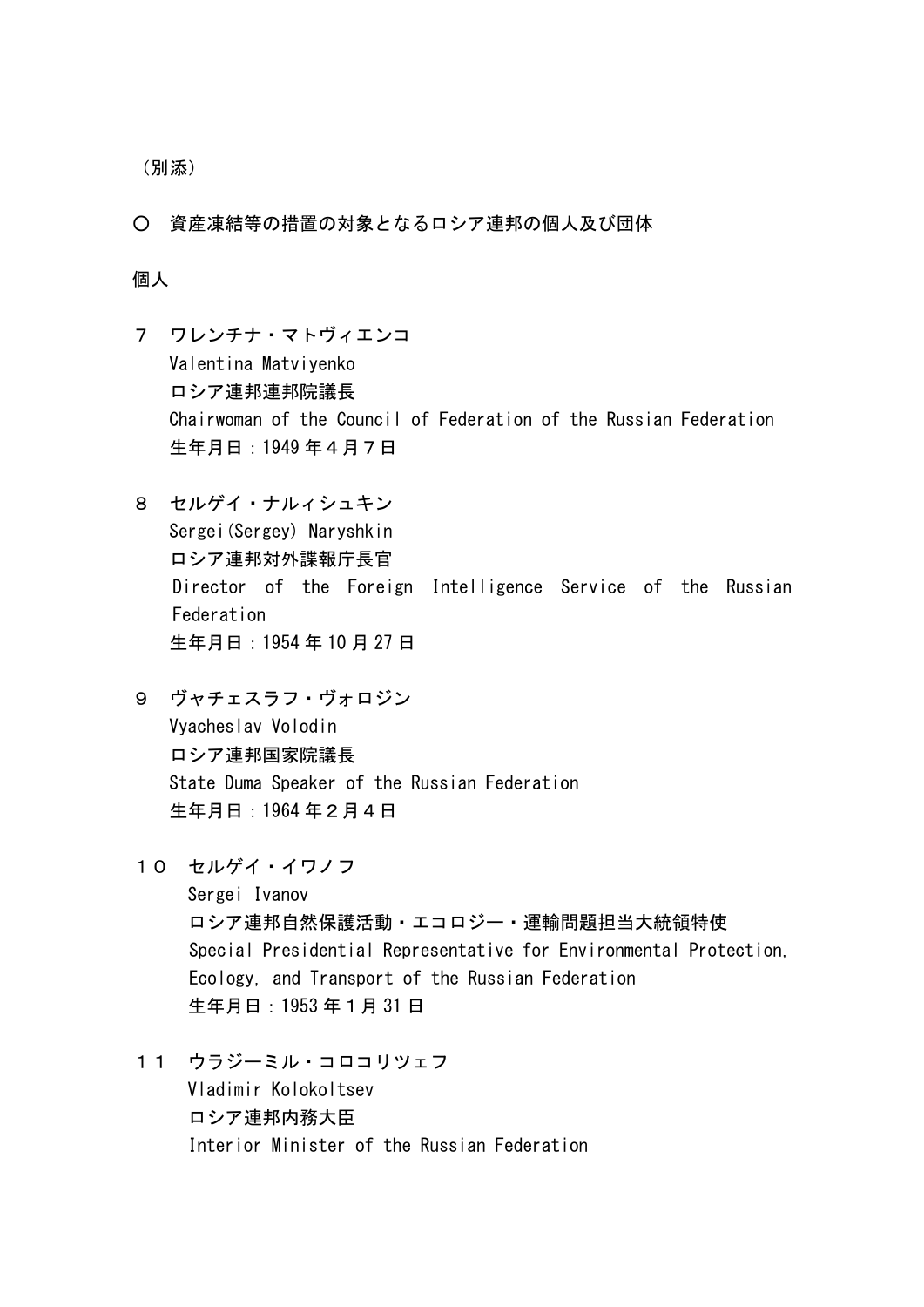（別添）

○　資産凍結等の措置の対象となるロシア連邦の個人及び団体

個人

７　ワレンチナ・マトヴィエンコ
Valentina Matviyenko
ロシア連邦連邦院議長
Chairwoman of the Council of Federation of the Russian Federation
生年月日：1949 年４月７日

８　セルゲイ・ナルィシュキン
Sergei(Sergey) Naryshkin
ロシア連邦対外諜報庁長官
Director of the Foreign Intelligence Service of the Russian Federation
生年月日：1954 年 10 月 27 日

９　ヴャチェスラフ・ヴォロジン
Vyacheslav Volodin
ロシア連邦国家院議長
State Duma Speaker of the Russian Federation
生年月日：1964 年２月４日

１０　セルゲイ・イワノフ
Sergei Ivanov
ロシア連邦自然保護活動・エコロジー・運輸問題担当大統領特使
Special Presidential Representative for Environmental Protection, Ecology, and Transport of the Russian Federation
生年月日：1953 年１月 31 日

１１　ウラジーミル・コロコリツェフ
Vladimir Kolokoltsev
ロシア連邦内務大臣
Interior Minister of the Russian Federation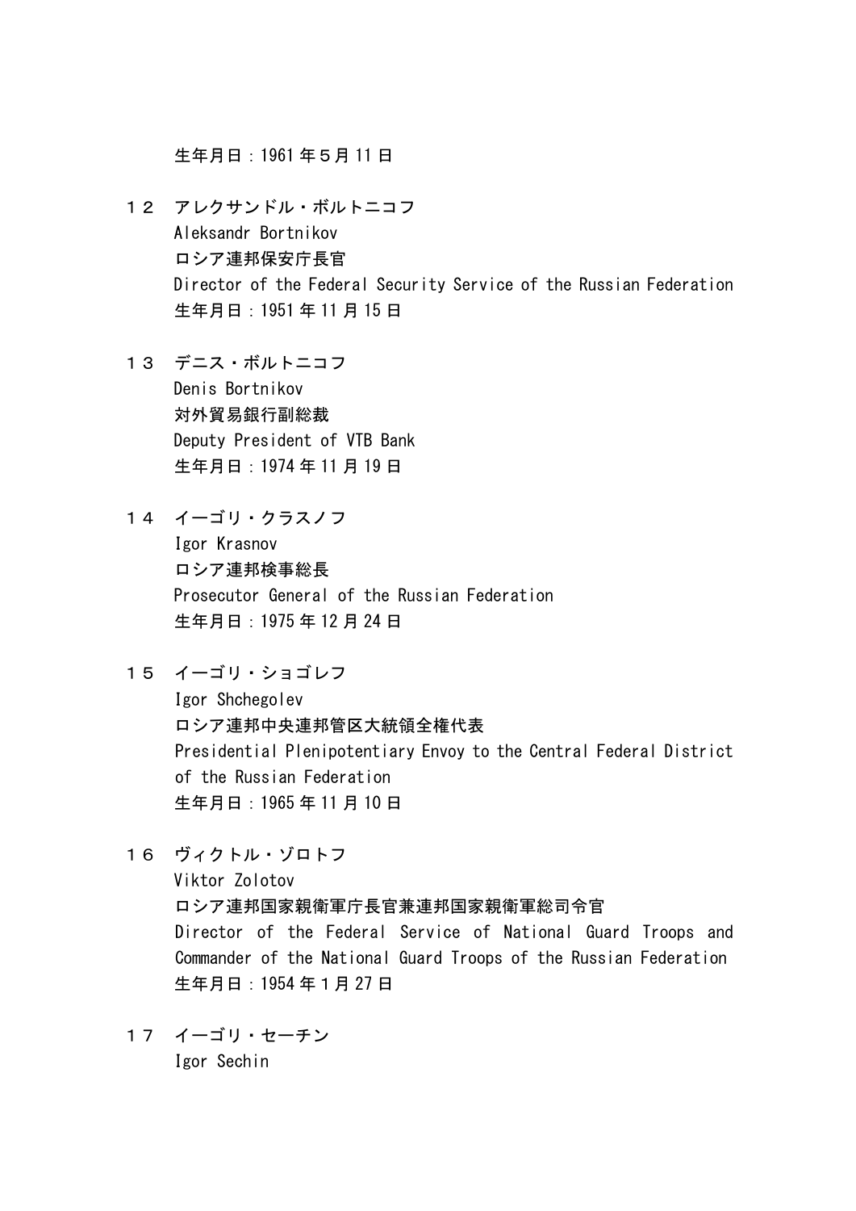生年月日：1961 年５月 11 日

１２　アレクサンドル・ボルトニコフ
Aleksandr Bortnikov
ロシア連邦保安庁長官
Director of the Federal Security Service of the Russian Federation
生年月日：1951 年 11 月 15 日

１３　デニス・ボルトニコフ
Denis Bortnikov
対外貿易銀行副総裁
Deputy President of VTB Bank
生年月日：1974 年 11 月 19 日

１４　イーゴリ・クラスノフ
Igor Krasnov
ロシア連邦検事総長
Prosecutor General of the Russian Federation
生年月日：1975 年 12 月 24 日

１５　イーゴリ・ショゴレフ
Igor Shchegolev
ロシア連邦中央連邦管区大統領全権代表
Presidential Plenipotentiary Envoy to the Central Federal District of the Russian Federation
生年月日：1965 年 11 月 10 日

１６　ヴィクトル・ゾロトフ
Viktor Zolotov
ロシア連邦国家親衛軍庁長官兼連邦国家親衛軍総司令官
Director of the Federal Service of National Guard Troops and Commander of the National Guard Troops of the Russian Federation
生年月日：1954 年１月 27 日

１７　イーゴリ・セーチン
Igor Sechin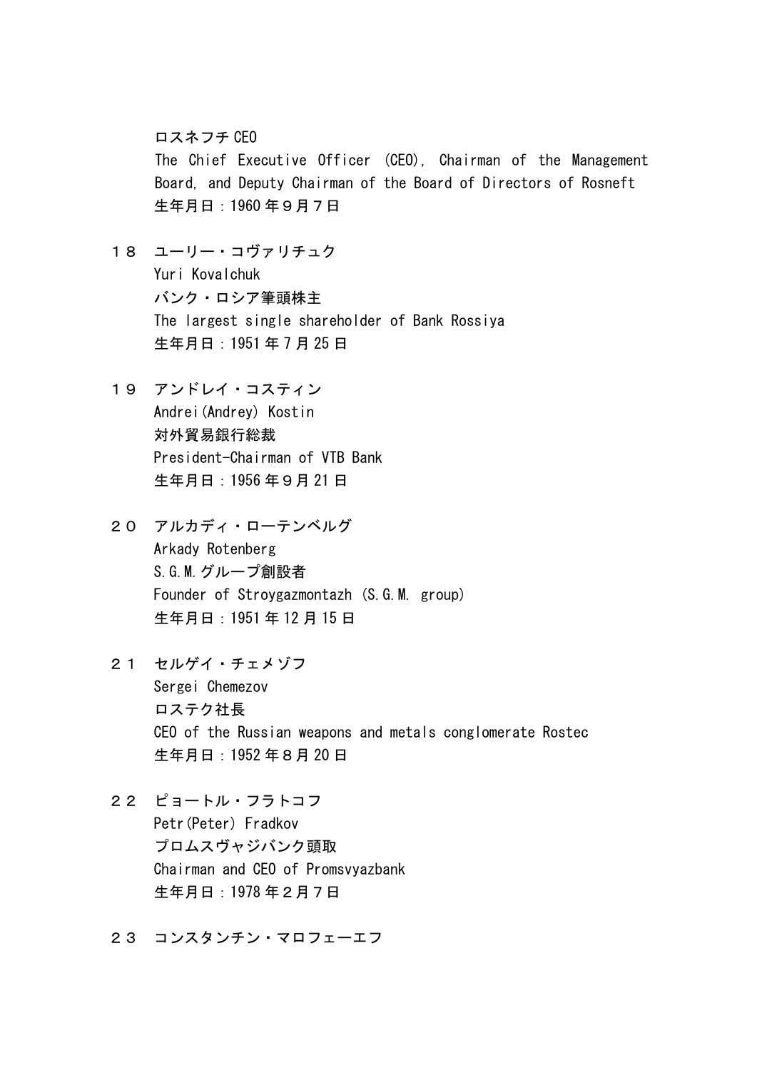ロスネフチ CEO
The Chief Executive Officer (CEO), Chairman of the Management Board, and Deputy Chairman of the Board of Directors of Rosneft
生年月日：1960 年９月７日

１８　ユーリー・コヴァリチュク
Yuri Kovalchuk
バンク・ロシア筆頭株主
The largest single shareholder of Bank Rossiya
生年月日：1951 年 7 月 25 日

１９　アンドレイ・コスティン
Andrei(Andrey) Kostin
対外貿易銀行総裁
President-Chairman of VTB Bank
生年月日：1956 年９月 21 日

２０　アルカディ・ローテンベルグ
Arkady Rotenberg
S.G.M.グループ創設者
Founder of Stroygazmontazh (S.G.M. group)
生年月日：1951 年 12 月 15 日

２１　セルゲイ・チェメゾフ
Sergei Chemezov
ロステク社長
CEO of the Russian weapons and metals conglomerate Rostec
生年月日：1952 年８月 20 日

２２　ピョートル・フラトコフ
Petr(Peter) Fradkov
プロムスヴャジバンク頭取
Chairman and CEO of Promsvyazbank
生年月日：1978 年２月７日

２３　コンスタンチン・マロフェーエフ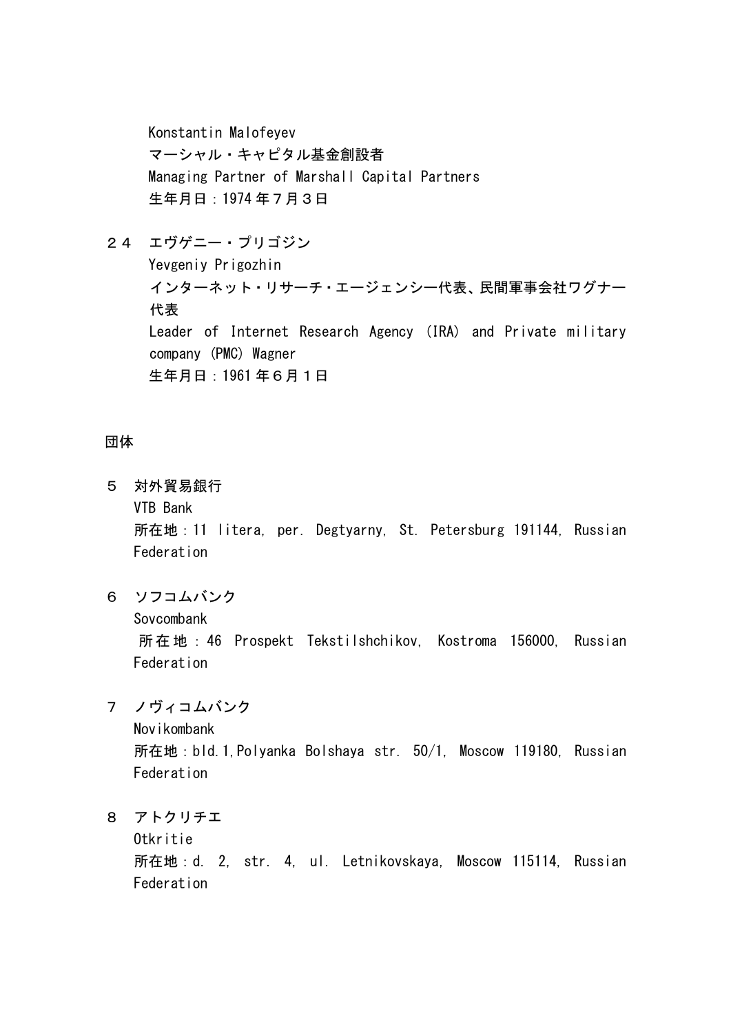Konstantin Malofeyev
マーシャル・キャピタル基金創設者
Managing Partner of Marshall Capital Partners
生年月日：1974年７月３日

２４　エヴゲニー・プリゴジン
Yevgeniy Prigozhin
インターネット・リサーチ・エージェンシー代表、民間軍事会社ワグナー代表
Leader of Internet Research Agency (IRA) and Private military company (PMC) Wagner
生年月日：1961年６月１日

団体

５　対外貿易銀行
VTB Bank
所在地：11 litera, per. Degtyarny, St. Petersburg 191144, Russian Federation

６　ソフコムバンク
Sovcombank
所在地：46 Prospekt Tekstilshchikov, Kostroma 156000, Russian Federation

７　ノヴィコムバンク
Novikombank
所在地：bld.1,Polyanka Bolshaya str. 50/1, Moscow 119180, Russian Federation

８　アトクリチエ
Otkritie
所在地：d. 2, str. 4, ul. Letnikovskaya, Moscow 115114, Russian Federation